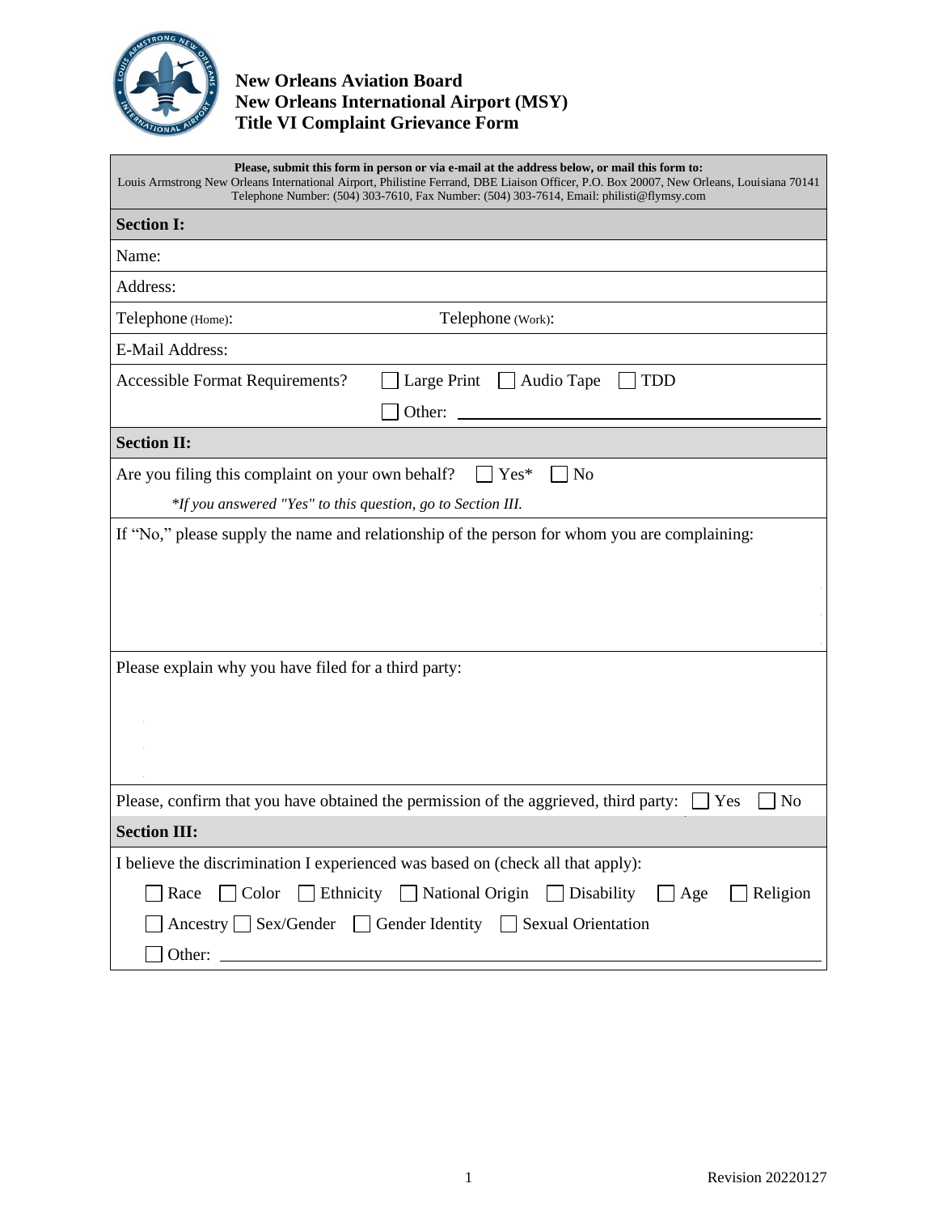**New Orleans Aviation Board**
**New Orleans International Airport (MSY)**
**Title VI Complaint Grievance Form**

**Please, submit this form in person or via e-mail at the address below, or mail this form to:**
Louis Armstrong New Orleans International Airport, Philistine Ferrand, DBE Liaison Officer, P.O. Box 20007, New Orleans, Louisiana 70141
Telephone Number: (504) 303-7610, Fax Number: (504) 303-7614, Email: philisti@flymsy.com

## Section I:

Name:

Address:

Telephone (Home): Telephone (Work):

E-Mail Address:

Accessible Format Requirements? ☐ Large Print ☐ Audio Tape ☐ TDD

☐ Other: ______________________________

## Section II:

Are you filing this complaint on your own behalf? ☐ Yes* ☐ No

*\*If you answered "Yes" to this question, go to Section III.*

If "No," please supply the name and relationship of the person for whom you are complaining:

Please explain why you have filed for a third party:

Please, confirm that you have obtained the permission of the aggrieved, third party: ☐ Yes ☐ No

## Section III:

I believe the discrimination I experienced was based on (check all that apply):

☐ Race ☐ Color ☐ Ethnicity ☐ National Origin ☐ Disability ☐ Age ☐ Religion

☐ Ancestry ☐ Sex/Gender ☐ Gender Identity ☐ Sexual Orientation

☐ Other: ______________________________

Revision 20220127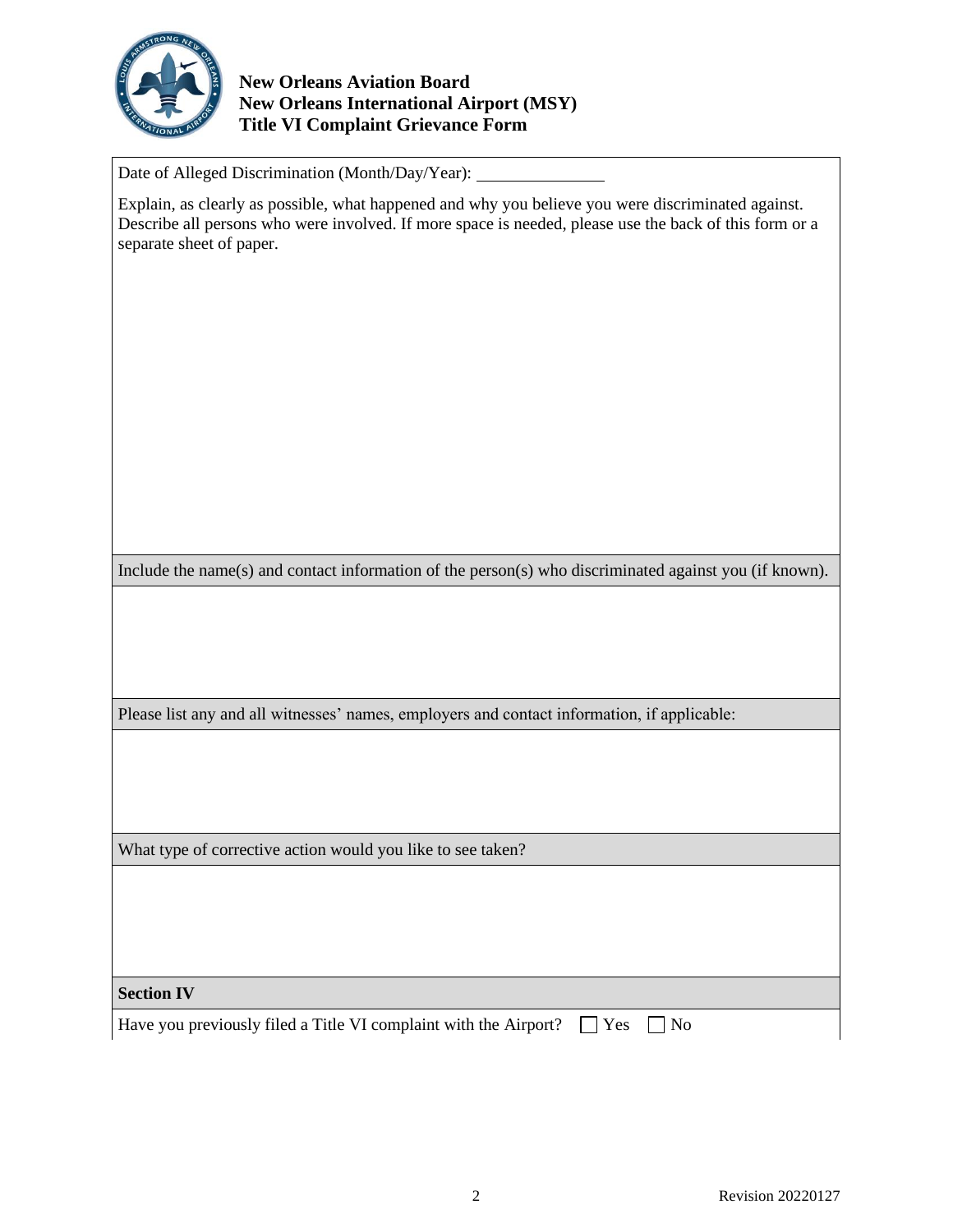**New Orleans Aviation Board**
**New Orleans International Airport (MSY)**
**Title VI Complaint Grievance Form**

Date of Alleged Discrimination (Month/Day/Year): ______________

Explain, as clearly as possible, what happened and why you believe you were discriminated against. Describe all persons who were involved. If more space is needed, please use the back of this form or a separate sheet of paper.

Include the name(s) and contact information of the person(s) who discriminated against you (if known).

Please list any and all witnesses' names, employers and contact information, if applicable:

What type of corrective action would you like to see taken?

**Section IV**

Have you previously filed a Title VI complaint with the Airport? ☐ Yes ☐ No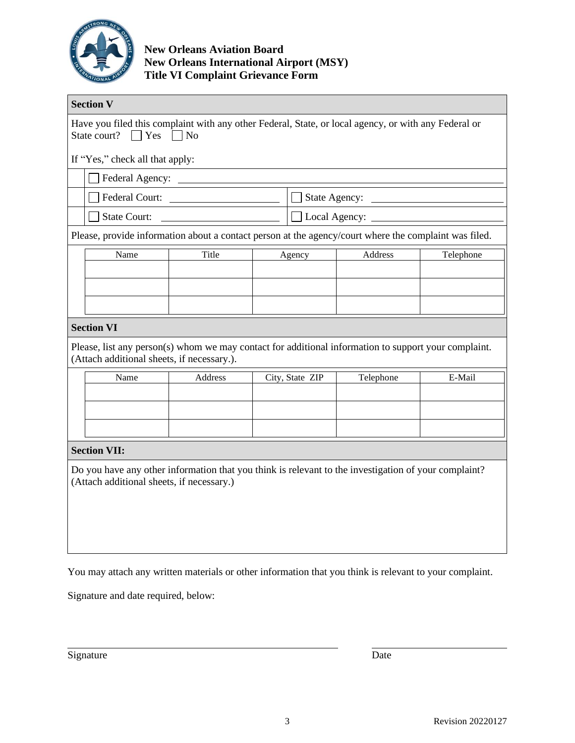**New Orleans Aviation Board**
**New Orleans International Airport (MSY)**
**Title VI Complaint Grievance Form**

## Section V

Have you filed this complaint with any other Federal, State, or local agency, or with any Federal or State court? ☐ Yes ☐ No

If "Yes," check all that apply:

☐ Federal Agency: ______________________________

☐ Federal Court: ______________________ ☐ State Agency: ______________________

☐ State Court: ______________________ ☐ Local Agency: ______________________

Please, provide information about a contact person at the agency/court where the complaint was filed.

| Name | Title | Agency | Address | Telephone |
|---|---|---|---|---|
| | | | | |
| | | | | |
| | | | | |

## Section VI

Please, list any person(s) whom we may contact for additional information to support your complaint. (Attach additional sheets, if necessary.).

| Name | Address | City, State ZIP | Telephone | E-Mail |
|---|---|---|---|---|
| | | | | |
| | | | | |
| | | | | |

## Section VII:

Do you have any other information that you think is relevant to the investigation of your complaint? (Attach additional sheets, if necessary.)

You may attach any written materials or other information that you think is relevant to your complaint.

Signature and date required, below:

______________________________ ______________________

Signature Date

Revision 20220127